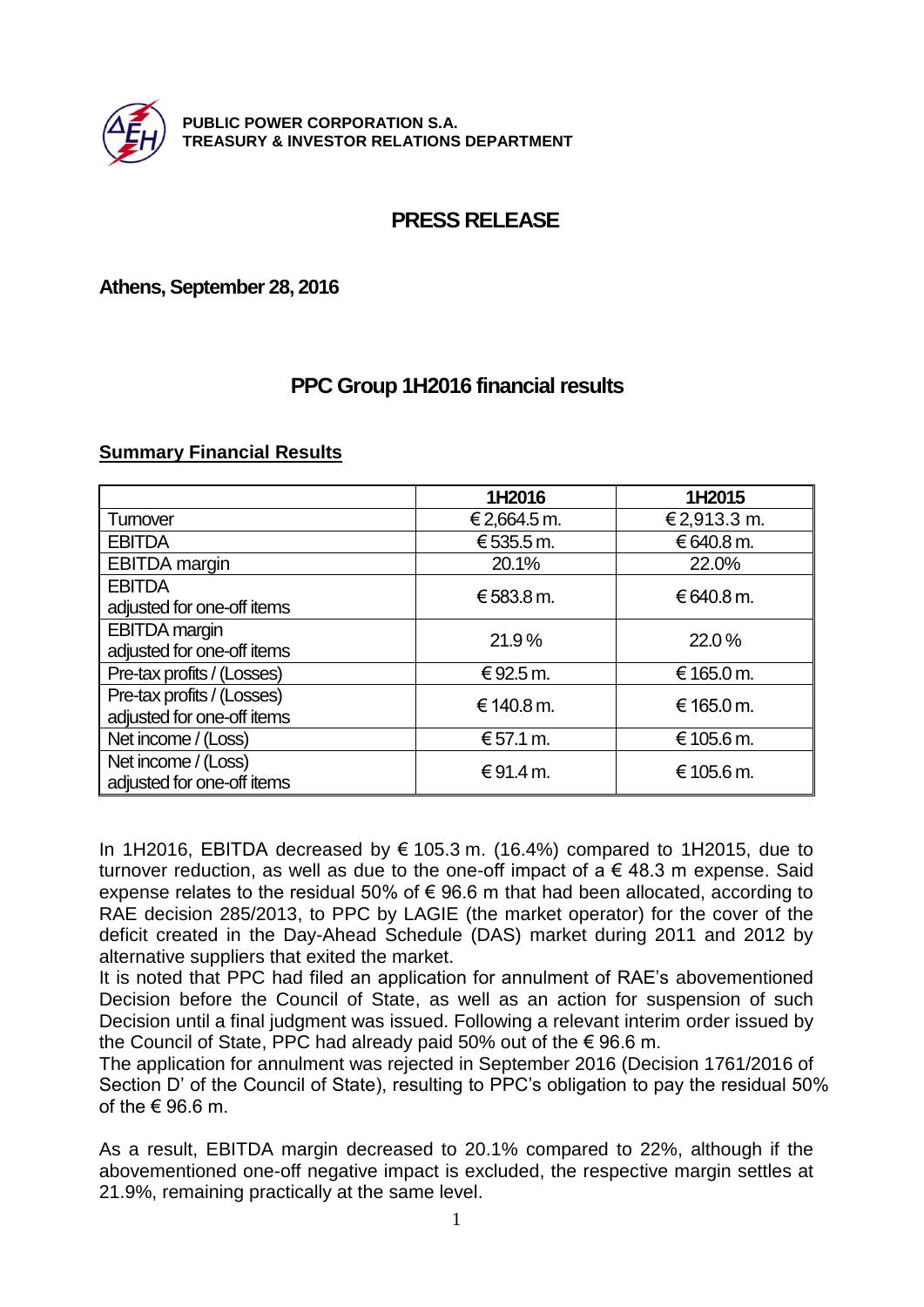**PUBLIC POWER CORPORATION S.A.**
**TREASURY & INVESTOR RELATIONS DEPARTMENT**

# PRESS RELEASE

**Athens, September 28, 2016**

## PPC Group 1H2016 financial results

**Summary Financial Results**

| | 1H2016 | 1H2015 |
|---|---|---|
| Turnover | € 2,664.5 m. | € 2,913.3 m. |
| EBITDA | € 535.5 m. | € 640.8 m. |
| EBITDA margin | 20.1% | 22.0% |
| EBITDA adjusted for one-off items | € 583.8 m. | € 640.8 m. |
| EBITDA margin adjusted for one-off items | 21.9 % | 22.0 % |
| Pre-tax profits / (Losses) | € 92.5 m. | € 165.0 m. |
| Pre-tax profits / (Losses) adjusted for one-off items | € 140.8 m. | € 165.0 m. |
| Net income / (Loss) | € 57.1 m. | € 105.6 m. |
| Net income / (Loss) adjusted for one-off items | € 91.4 m. | € 105.6 m. |

In 1H2016, EBITDA decreased by € 105.3 m. (16.4%) compared to 1H2015, due to turnover reduction, as well as due to the one-off impact of a € 48.3 m expense. Said expense relates to the residual 50% of € 96.6 m that had been allocated, according to RAE decision 285/2013, to PPC by LAGIE (the market operator) for the cover of the deficit created in the Day-Ahead Schedule (DAS) market during 2011 and 2012 by alternative suppliers that exited the market.
It is noted that PPC had filed an application for annulment of RAE's abovementioned Decision before the Council of State, as well as an action for suspension of such Decision until a final judgment was issued. Following a relevant interim order issued by the Council of State, PPC had already paid 50% out of the € 96.6 m.
The application for annulment was rejected in September 2016 (Decision 1761/2016 of Section D' of the Council of State), resulting to PPC's obligation to pay the residual 50% of the € 96.6 m.

As a result, EBITDA margin decreased to 20.1% compared to 22%, although if the abovementioned one-off negative impact is excluded, the respective margin settles at 21.9%, remaining practically at the same level.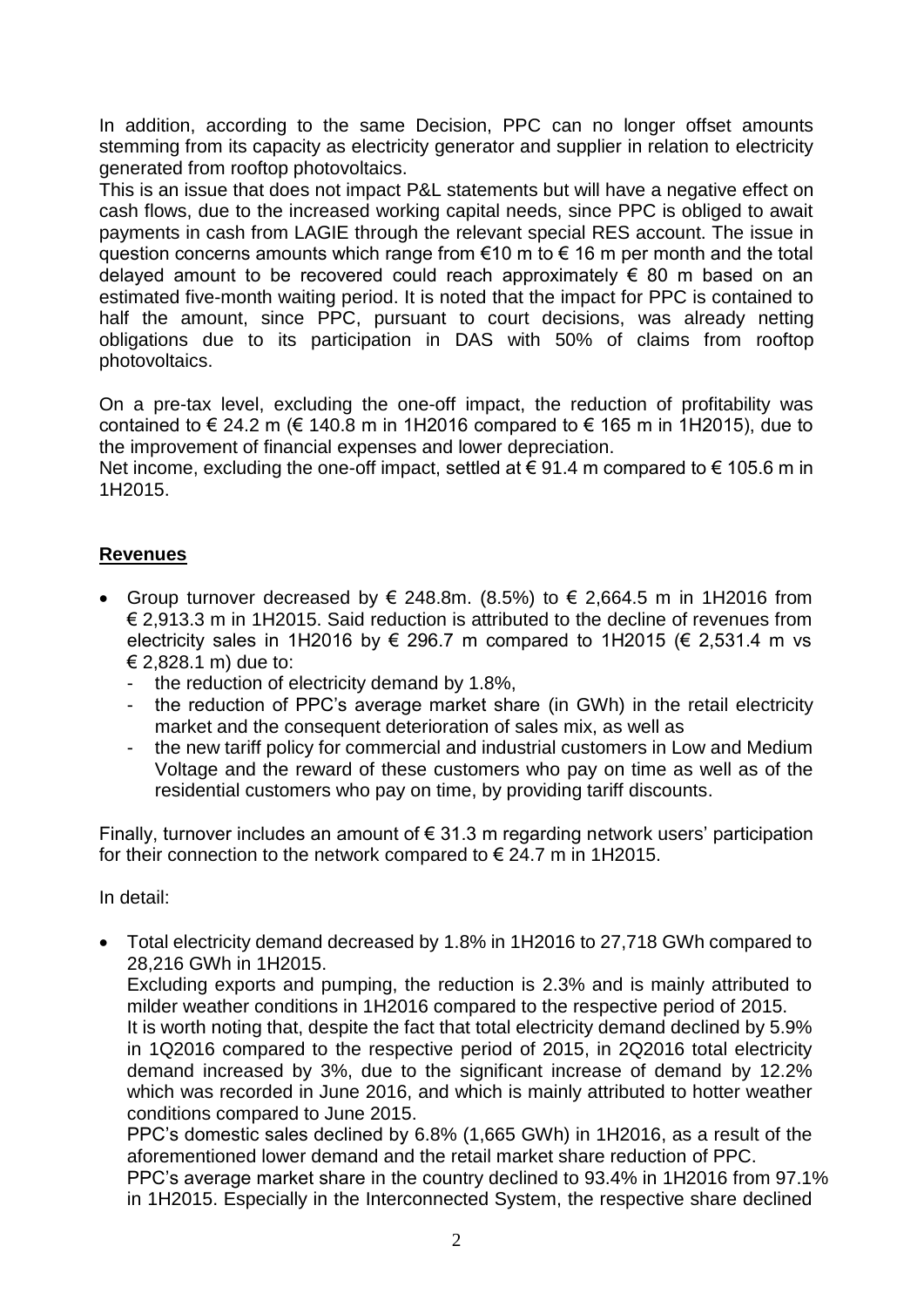In addition, according to the same Decision, PPC can no longer offset amounts stemming from its capacity as electricity generator and supplier in relation to electricity generated from rooftop photovoltaics.

This is an issue that does not impact P&L statements but will have a negative effect on cash flows, due to the increased working capital needs, since PPC is obliged to await payments in cash from LAGIE through the relevant special RES account. The issue in question concerns amounts which range from €10 m to € 16 m per month and the total delayed amount to be recovered could reach approximately € 80 m based on an estimated five-month waiting period. It is noted that the impact for PPC is contained to half the amount, since PPC, pursuant to court decisions, was already netting obligations due to its participation in DAS with 50% of claims from rooftop photovoltaics.

On a pre-tax level, excluding the one-off impact, the reduction of profitability was contained to € 24.2 m (€ 140.8 m in 1H2016 compared to € 165 m in 1H2015), due to the improvement of financial expenses and lower depreciation.

Net income, excluding the one-off impact, settled at € 91.4 m compared to € 105.6 m in 1H2015.

## Revenues

- Group turnover decreased by € 248.8m. (8.5%) to € 2,664.5 m in 1H2016 from € 2,913.3 m in 1H2015. Said reduction is attributed to the decline of revenues from electricity sales in 1H2016 by € 296.7 m compared to 1H2015 (€ 2,531.4 m vs € 2,828.1 m) due to:
  - the reduction of electricity demand by 1.8%,
  - the reduction of PPC's average market share (in GWh) in the retail electricity market and the consequent deterioration of sales mix, as well as
  - the new tariff policy for commercial and industrial customers in Low and Medium Voltage and the reward of these customers who pay on time as well as of the residential customers who pay on time, by providing tariff discounts.

Finally, turnover includes an amount of € 31.3 m regarding network users' participation for their connection to the network compared to € 24.7 m in 1H2015.

In detail:

- Total electricity demand decreased by 1.8% in 1H2016 to 27,718 GWh compared to 28,216 GWh in 1H2015.

  Excluding exports and pumping, the reduction is 2.3% and is mainly attributed to milder weather conditions in 1H2016 compared to the respective period of 2015.

  It is worth noting that, despite the fact that total electricity demand declined by 5.9% in 1Q2016 compared to the respective period of 2015, in 2Q2016 total electricity demand increased by 3%, due to the significant increase of demand by 12.2% which was recorded in June 2016, and which is mainly attributed to hotter weather conditions compared to June 2015.

  PPC's domestic sales declined by 6.8% (1,665 GWh) in 1H2016, as a result of the aforementioned lower demand and the retail market share reduction of PPC.

  PPC's average market share in the country declined to 93.4% in 1H2016 from 97.1% in 1H2015. Especially in the Interconnected System, the respective share declined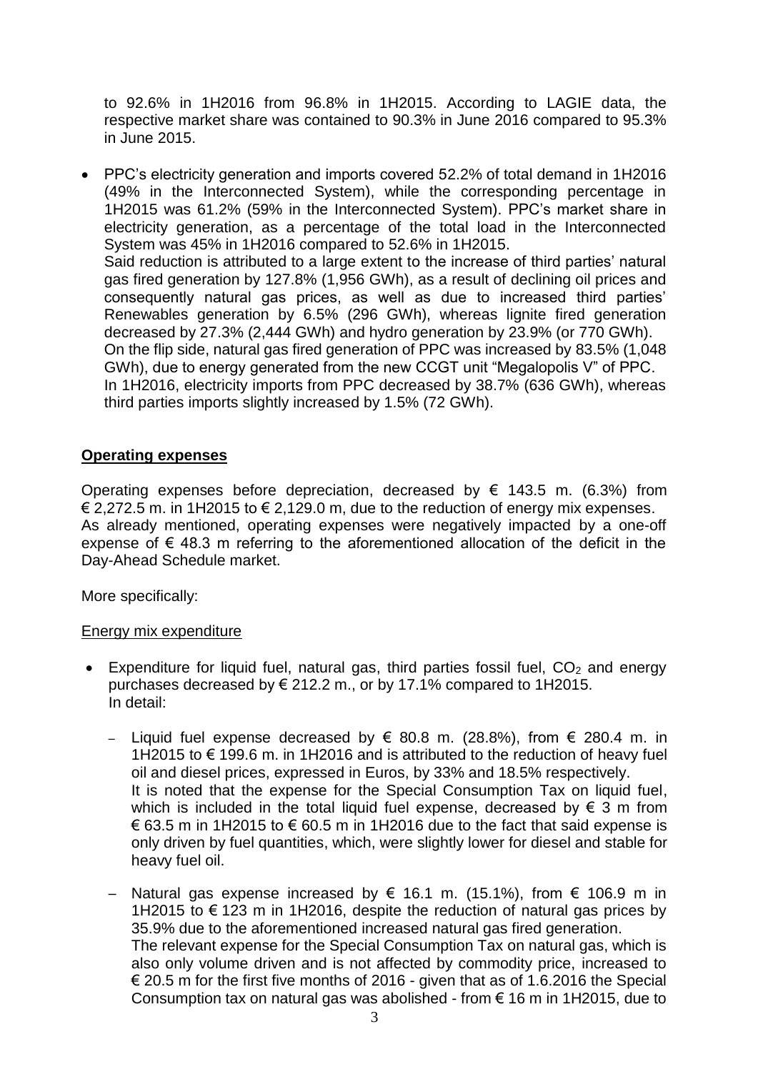to 92.6% in 1H2016 from 96.8% in 1H2015. According to LAGIE data, the respective market share was contained to 90.3% in June 2016 compared to 95.3% in June 2015.

- PPC's electricity generation and imports covered 52.2% of total demand in 1H2016 (49% in the Interconnected System), while the corresponding percentage in 1H2015 was 61.2% (59% in the Interconnected System). PPC's market share in electricity generation, as a percentage of the total load in the Interconnected System was 45% in 1H2016 compared to 52.6% in 1H2015.
  Said reduction is attributed to a large extent to the increase of third parties' natural gas fired generation by 127.8% (1,956 GWh), as a result of declining oil prices and consequently natural gas prices, as well as due to increased third parties' Renewables generation by 6.5% (296 GWh), whereas lignite fired generation decreased by 27.3% (2,444 GWh) and hydro generation by 23.9% (or 770 GWh).
  On the flip side, natural gas fired generation of PPC was increased by 83.5% (1,048 GWh), due to energy generated from the new CCGT unit "Megalopolis V" of PPC.
  In 1H2016, electricity imports from PPC decreased by 38.7% (636 GWh), whereas third parties imports slightly increased by 1.5% (72 GWh).

**Operating expenses**

Operating expenses before depreciation, decreased by € 143.5 m. (6.3%) from € 2,272.5 m. in 1H2015 to € 2,129.0 m, due to the reduction of energy mix expenses. As already mentioned, operating expenses were negatively impacted by a one-off expense of € 48.3 m referring to the aforementioned allocation of the deficit in the Day-Ahead Schedule market.

More specifically:

Energy mix expenditure

- Expenditure for liquid fuel, natural gas, third parties fossil fuel, $CO_2$ and energy purchases decreased by € 212.2 m., or by 17.1% compared to 1H2015.
  In detail:
  - Liquid fuel expense decreased by € 80.8 m. (28.8%), from € 280.4 m. in 1H2015 to € 199.6 m. in 1H2016 and is attributed to the reduction of heavy fuel oil and diesel prices, expressed in Euros, by 33% and 18.5% respectively.
    It is noted that the expense for the Special Consumption Tax on liquid fuel, which is included in the total liquid fuel expense, decreased by € 3 m from € 63.5 m in 1H2015 to € 60.5 m in 1H2016 due to the fact that said expense is only driven by fuel quantities, which, were slightly lower for diesel and stable for heavy fuel oil.
  - Natural gas expense increased by € 16.1 m. (15.1%), from € 106.9 m in 1H2015 to € 123 m in 1H2016, despite the reduction of natural gas prices by 35.9% due to the aforementioned increased natural gas fired generation.
    The relevant expense for the Special Consumption Tax on natural gas, which is also only volume driven and is not affected by commodity price, increased to € 20.5 m for the first five months of 2016 - given that as of 1.6.2016 the Special Consumption tax on natural gas was abolished - from € 16 m in 1H2015, due to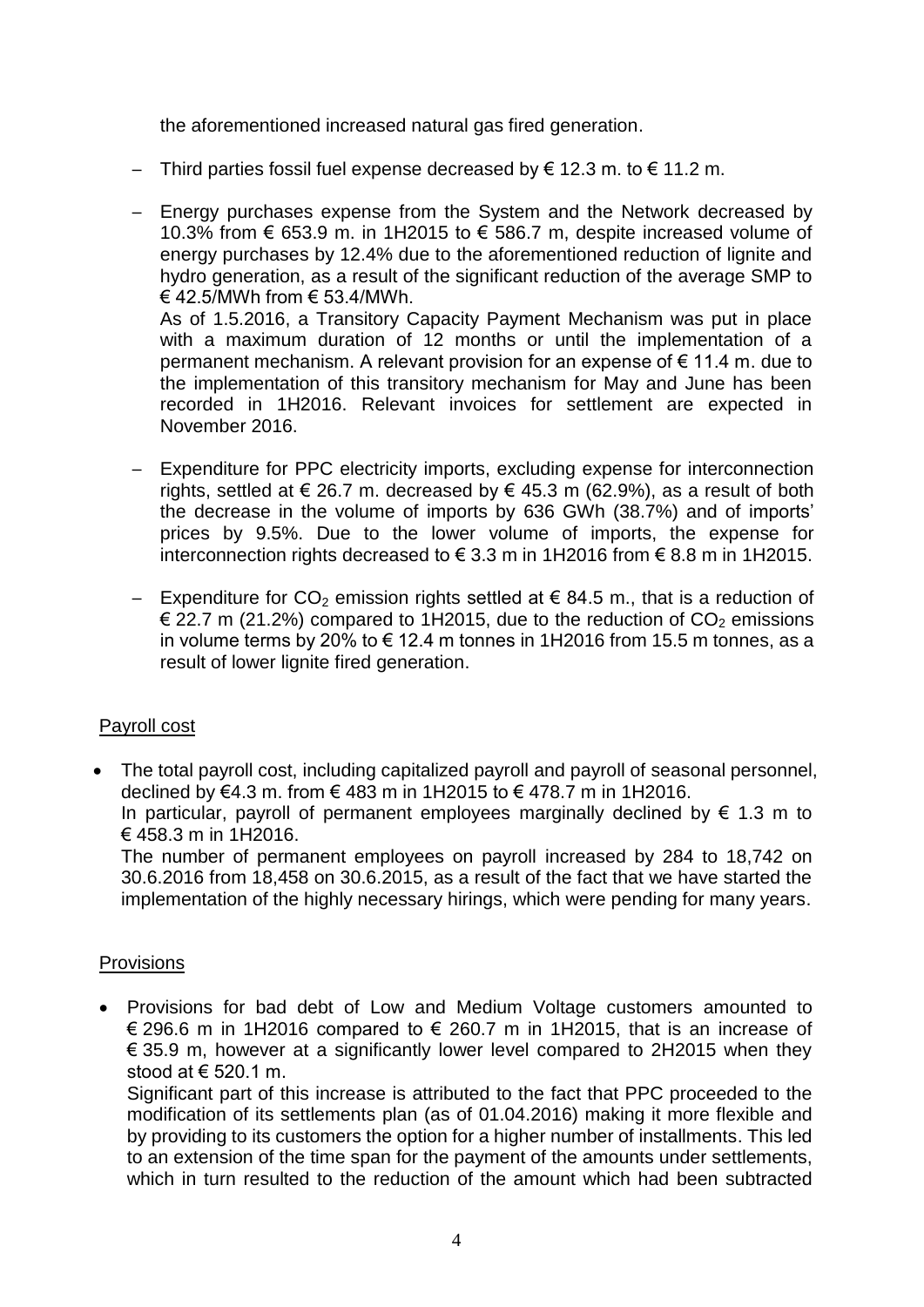the aforementioned increased natural gas fired generation.

- Third parties fossil fuel expense decreased by € 12.3 m. to € 11.2 m.

- Energy purchases expense from the System and the Network decreased by 10.3% from € 653.9 m. in 1H2015 to € 586.7 m, despite increased volume of energy purchases by 12.4% due to the aforementioned reduction of lignite and hydro generation, as a result of the significant reduction of the average SMP to € 42.5/MWh from € 53.4/MWh.
  As of 1.5.2016, a Transitory Capacity Payment Mechanism was put in place with a maximum duration of 12 months or until the implementation of a permanent mechanism. A relevant provision for an expense of € 11.4 m. due to the implementation of this transitory mechanism for May and June has been recorded in 1H2016. Relevant invoices for settlement are expected in November 2016.

- Expenditure for PPC electricity imports, excluding expense for interconnection rights, settled at € 26.7 m. decreased by € 45.3 m (62.9%), as a result of both the decrease in the volume of imports by 636 GWh (38.7%) and of imports' prices by 9.5%. Due to the lower volume of imports, the expense for interconnection rights decreased to € 3.3 m in 1H2016 from € 8.8 m in 1H2015.

- Expenditure for $CO_2$ emission rights settled at € 84.5 m., that is a reduction of € 22.7 m (21.2%) compared to 1H2015, due to the reduction of $CO_2$ emissions in volume terms by 20% to € 12.4 m tonnes in 1H2016 from 15.5 m tonnes, as a result of lower lignite fired generation.

Payroll cost

- The total payroll cost, including capitalized payroll and payroll of seasonal personnel, declined by €4.3 m. from € 483 m in 1H2015 to € 478.7 m in 1H2016.
  In particular, payroll of permanent employees marginally declined by € 1.3 m to € 458.3 m in 1H2016.
  The number of permanent employees on payroll increased by 284 to 18,742 on 30.6.2016 from 18,458 on 30.6.2015, as a result of the fact that we have started the implementation of the highly necessary hirings, which were pending for many years.

Provisions

- Provisions for bad debt of Low and Medium Voltage customers amounted to € 296.6 m in 1H2016 compared to € 260.7 m in 1H2015, that is an increase of € 35.9 m, however at a significantly lower level compared to 2H2015 when they stood at € 520.1 m.
  Significant part of this increase is attributed to the fact that PPC proceeded to the modification of its settlements plan (as of 01.04.2016) making it more flexible and by providing to its customers the option for a higher number of installments. This led to an extension of the time span for the payment of the amounts under settlements, which in turn resulted to the reduction of the amount which had been subtracted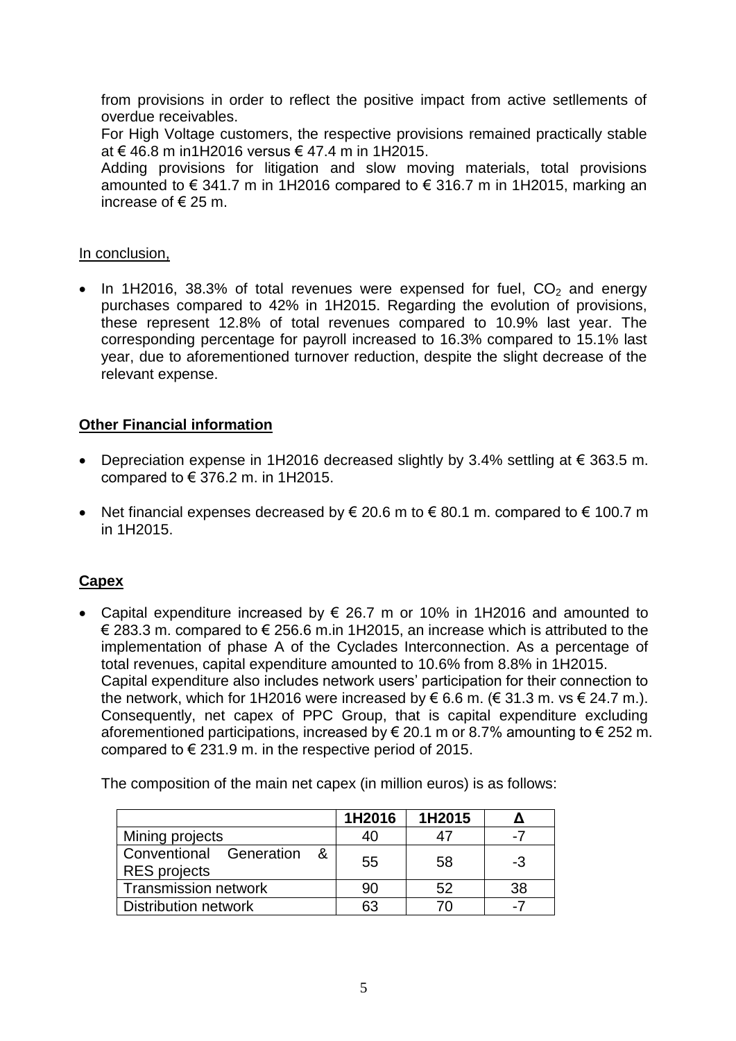from provisions in order to reflect the positive impact from active setllements of overdue receivables.

For High Voltage customers, the respective provisions remained practically stable at € 46.8 m in1H2016 versus € 47.4 m in 1H2015.

Adding provisions for litigation and slow moving materials, total provisions amounted to € 341.7 m in 1H2016 compared to € 316.7 m in 1H2015, marking an increase of € 25 m.

In conclusion,

- In 1H2016, 38.3% of total revenues were expensed for fuel, $CO_2$ and energy purchases compared to 42% in 1H2015. Regarding the evolution of provisions, these represent 12.8% of total revenues compared to 10.9% last year. The corresponding percentage for payroll increased to 16.3% compared to 15.1% last year, due to aforementioned turnover reduction, despite the slight decrease of the relevant expense.

**Other Financial information**

- Depreciation expense in 1H2016 decreased slightly by 3.4% settling at € 363.5 m. compared to € 376.2 m. in 1H2015.
- Net financial expenses decreased by € 20.6 m to € 80.1 m. compared to € 100.7 m in 1H2015.

**Capex**

- Capital expenditure increased by € 26.7 m or 10% in 1H2016 and amounted to € 283.3 m. compared to € 256.6 m.in 1H2015, an increase which is attributed to the implementation of phase A of the Cyclades Interconnection. As a percentage of total revenues, capital expenditure amounted to 10.6% from 8.8% in 1H2015.
  Capital expenditure also includes network users' participation for their connection to the network, which for 1H2016 were increased by € 6.6 m. (€ 31.3 m. vs € 24.7 m.). Consequently, net capex of PPC Group, that is capital expenditure excluding aforementioned participations, increased by € 20.1 m or 8.7% amounting to € 252 m. compared to € 231.9 m. in the respective period of 2015.

  The composition of the main net capex (in million euros) is as follows:

| | 1H2016 | 1H2015 | Δ |
|---|---|---|---|
| Mining projects | 40 | 47 | -7 |
| Conventional Generation & RES projects | 55 | 58 | -3 |
| Transmission network | 90 | 52 | 38 |
| Distribution network | 63 | 70 | -7 |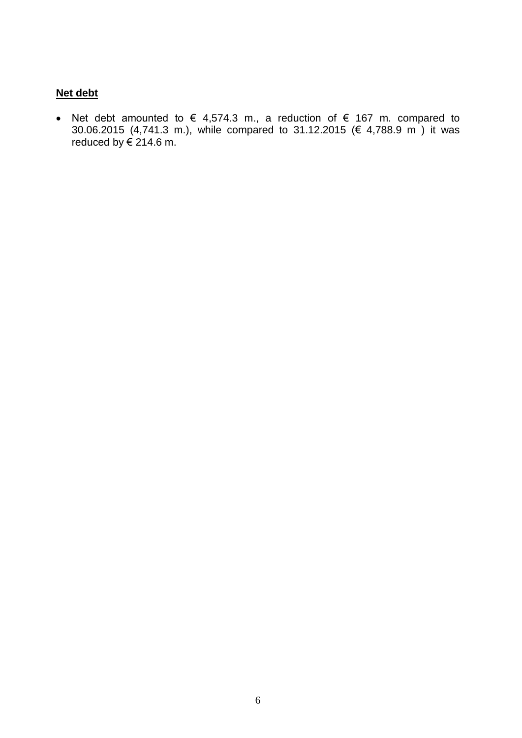**Net debt**

- Net debt amounted to € 4,574.3 m., a reduction of € 167 m. compared to 30.06.2015 (4,741.3 m.), while compared to 31.12.2015 (€ 4,788.9 m ) it was reduced by € 214.6 m.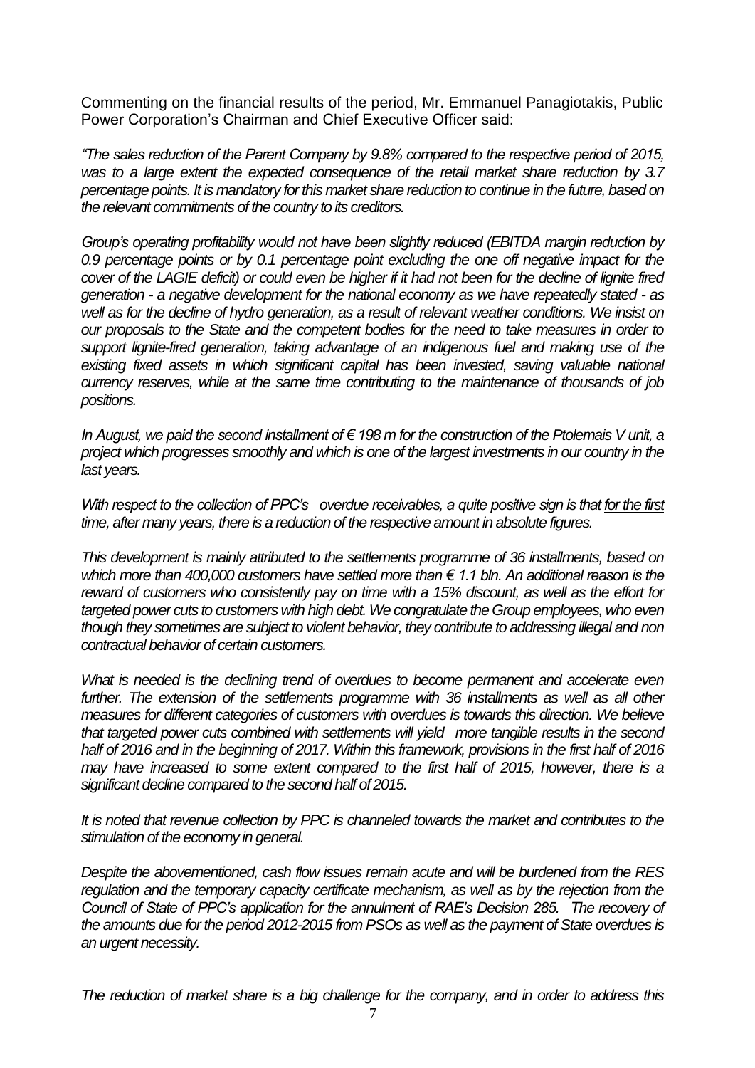Commenting on the financial results of the period, Mr. Emmanuel Panagiotakis, Public Power Corporation's Chairman and Chief Executive Officer said:

*"The sales reduction of the Parent Company by 9.8% compared to the respective period of 2015, was to a large extent the expected consequence of the retail market share reduction by 3.7 percentage points. It is mandatory for this market share reduction to continue in the future, based on the relevant commitments of the country to its creditors.*

*Group's operating profitability would not have been slightly reduced (EBITDA margin reduction by 0.9 percentage points or by 0.1 percentage point excluding the one off negative impact for the cover of the LAGIE deficit) or could even be higher if it had not been for the decline of lignite fired generation - a negative development for the national economy as we have repeatedly stated - as well as for the decline of hydro generation, as a result of relevant weather conditions. We insist on our proposals to the State and the competent bodies for the need to take measures in order to support lignite-fired generation, taking advantage of an indigenous fuel and making use of the existing fixed assets in which significant capital has been invested, saving valuable national currency reserves, while at the same time contributing to the maintenance of thousands of job positions.*

*In August, we paid the second installment of € 198 m for the construction of the Ptolemais V unit, a project which progresses smoothly and which is one of the largest investments in our country in the last years.*

*With respect to the collection of PPC's overdue receivables, a quite positive sign is that <u>for the first time</u>, after many years, there is a <u>reduction of the respective amount in absolute figures.</u>*

*This development is mainly attributed to the settlements programme of 36 installments, based on which more than 400,000 customers have settled more than € 1.1 bln. An additional reason is the reward of customers who consistently pay on time with a 15% discount, as well as the effort for targeted power cuts to customers with high debt. We congratulate the Group employees, who even though they sometimes are subject to violent behavior, they contribute to addressing illegal and non contractual behavior of certain customers.*

*What is needed is the declining trend of overdues to become permanent and accelerate even further. The extension of the settlements programme with 36 installments as well as all other measures for different categories of customers with overdues is towards this direction. We believe that targeted power cuts combined with settlements will yield more tangible results in the second half of 2016 and in the beginning of 2017. Within this framework, provisions in the first half of 2016 may have increased to some extent compared to the first half of 2015, however, there is a significant decline compared to the second half of 2015.*

*It is noted that revenue collection by PPC is channeled towards the market and contributes to the stimulation of the economy in general.*

*Despite the abovementioned, cash flow issues remain acute and will be burdened from the RES regulation and the temporary capacity certificate mechanism, as well as by the rejection from the Council of State of PPC's application for the annulment of RAE's Decision 285. The recovery of the amounts due for the period 2012-2015 from PSOs as well as the payment of State overdues is an urgent necessity.*

*The reduction of market share is a big challenge for the company, and in order to address this*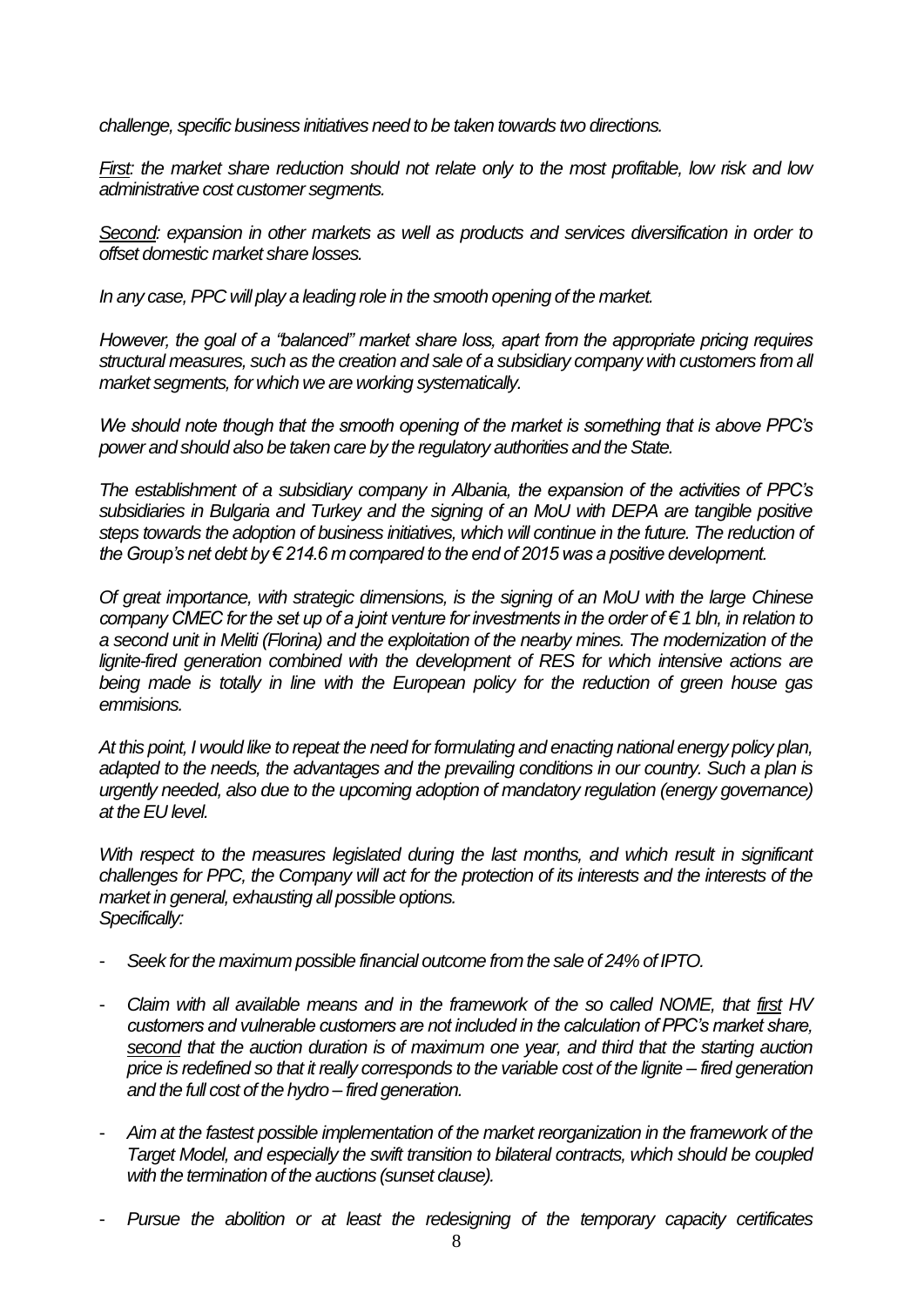*challenge, specific business initiatives need to be taken towards two directions.*

*First: the market share reduction should not relate only to the most profitable, low risk and low administrative cost customer segments.*

*Second: expansion in other markets as well as products and services diversification in order to offset domestic market share losses.*

*In any case, PPC will play a leading role in the smooth opening of the market.*

*However, the goal of a "balanced" market share loss, apart from the appropriate pricing requires structural measures, such as the creation and sale of a subsidiary company with customers from all market segments, for which we are working systematically.*

*We should note though that the smooth opening of the market is something that is above PPC's power and should also be taken care by the regulatory authorities and the State.*

*The establishment of a subsidiary company in Albania, the expansion of the activities of PPC's subsidiaries in Bulgaria and Turkey and the signing of an MoU with DEPA are tangible positive steps towards the adoption of business initiatives, which will continue in the future. The reduction of the Group's net debt by € 214.6 m compared to the end of 2015 was a positive development.*

*Of great importance, with strategic dimensions, is the signing of an MoU with the large Chinese company CMEC for the set up of a joint venture for investments in the order of € 1 bln, in relation to a second unit in Meliti (Florina) and the exploitation of the nearby mines. The modernization of the lignite-fired generation combined with the development of RES for which intensive actions are being made is totally in line with the European policy for the reduction of green house gas emmisions.*

*At this point, I would like to repeat the need for formulating and enacting national energy policy plan, adapted to the needs, the advantages and the prevailing conditions in our country. Such a plan is urgently needed, also due to the upcoming adoption of mandatory regulation (energy governance) at the EU level.*

*With respect to the measures legislated during the last months, and which result in significant challenges for PPC, the Company will act for the protection of its interests and the interests of the market in general, exhausting all possible options.*
*Specifically:*

- *Seek for the maximum possible financial outcome from the sale of 24% of IPTO.*

- *Claim with all available means and in the framework of the so called NOME, that first HV customers and vulnerable customers are not included in the calculation of PPC's market share, second that the auction duration is of maximum one year, and third that the starting auction price is redefined so that it really corresponds to the variable cost of the lignite – fired generation and the full cost of the hydro – fired generation.*

- *Aim at the fastest possible implementation of the market reorganization in the framework of the Target Model, and especially the swift transition to bilateral contracts, which should be coupled with the termination of the auctions (sunset clause).*

- *Pursue the abolition or at least the redesigning of the temporary capacity certificates*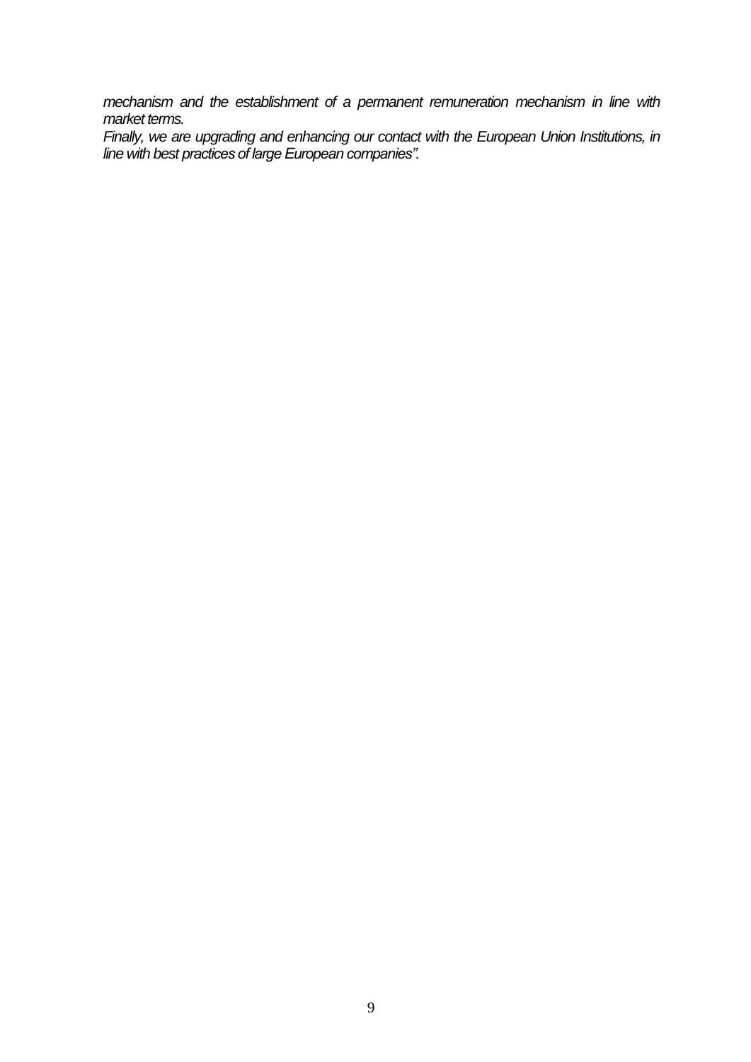*mechanism and the establishment of a permanent remuneration mechanism in line with market terms.*

*Finally, we are upgrading and enhancing our contact with the European Union Institutions, in line with best practices of large European companies".*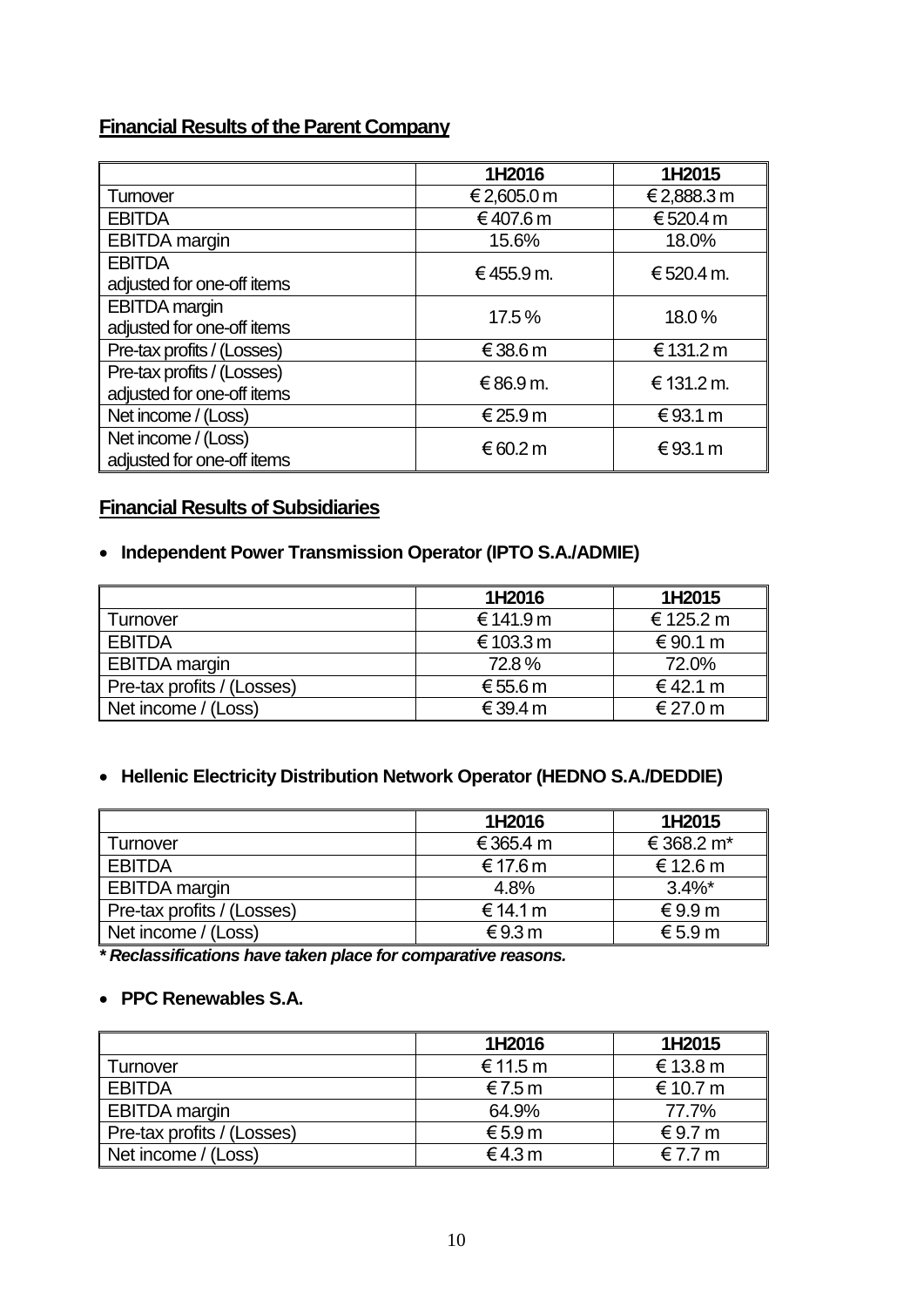## Financial Results of the Parent Company

| | 1H2016 | 1H2015 |
|---|---|---|
| Turnover | € 2,605.0 m | € 2,888.3 m |
| EBITDA | € 407.6 m | € 520.4 m |
| EBITDA margin | 15.6% | 18.0% |
| EBITDA adjusted for one-off items | € 455.9 m. | € 520.4 m. |
| EBITDA margin adjusted for one-off items | 17.5 % | 18.0 % |
| Pre-tax profits / (Losses) | € 38.6 m | € 131.2 m |
| Pre-tax profits / (Losses) adjusted for one-off items | € 86.9 m. | € 131.2 m. |
| Net income / (Loss) | € 25.9 m | € 93.1 m |
| Net income / (Loss) adjusted for one-off items | € 60.2 m | € 93.1 m |

## Financial Results of Subsidiaries

- **Independent Power Transmission Operator (IPTO S.A./ADMIE)**

| | 1H2016 | 1H2015 |
|---|---|---|
| Turnover | € 141.9 m | € 125.2 m |
| EBITDA | € 103.3 m | € 90.1 m |
| EBITDA margin | 72.8 % | 72.0% |
| Pre-tax profits / (Losses) | € 55.6 m | € 42.1 m |
| Net income / (Loss) | € 39.4 m | € 27.0 m |

- **Hellenic Electricity Distribution Network Operator (HEDNO S.A./DEDDIE)**

| | 1H2016 | 1H2015 |
|---|---|---|
| Turnover | € 365.4 m | € 368.2 m* |
| EBITDA | € 17.6 m | € 12.6 m |
| EBITDA margin | 4.8% | 3.4%* |
| Pre-tax profits / (Losses) | € 14.1 m | € 9.9 m |
| Net income / (Loss) | € 9.3 m | € 5.9 m |

***\* Reclassifications have taken place for comparative reasons.***

- **PPC Renewables S.A.**

| | 1H2016 | 1H2015 |
|---|---|---|
| Turnover | € 11.5 m | € 13.8 m |
| EBITDA | € 7.5 m | € 10.7 m |
| EBITDA margin | 64.9% | 77.7% |
| Pre-tax profits / (Losses) | € 5.9 m | € 9.7 m |
| Net income / (Loss) | € 4.3 m | € 7.7 m |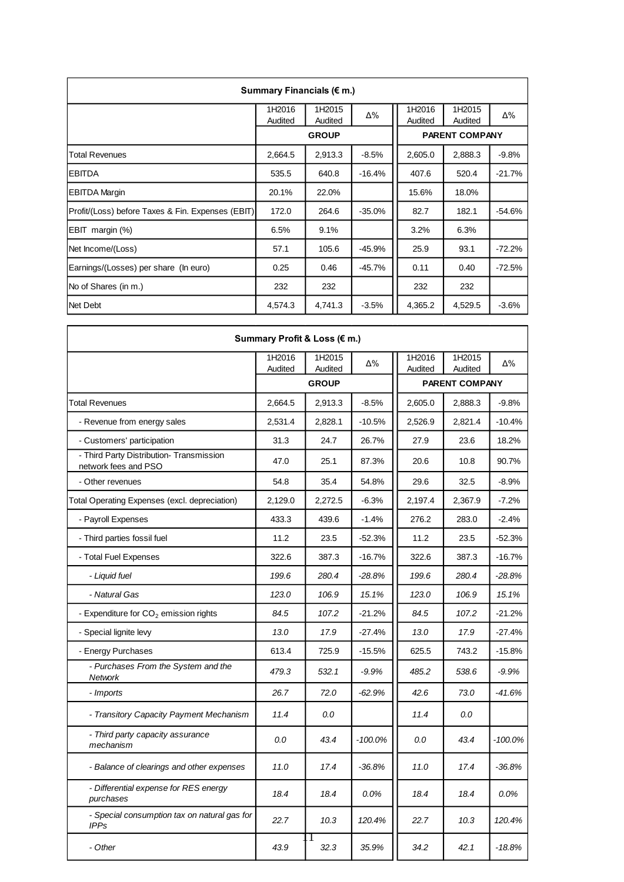| Summary Financials (€ m.) | | | | | | |
|---|---|---|---|---|---|---|
| | 1H2016 Audited | 1H2015 Audited | Δ% | 1H2016 Audited | 1H2015 Audited | Δ% |
| | GROUP | | | PARENT COMPANY | | |
| Total Revenues | 2,664.5 | 2,913.3 | -8.5% | 2,605.0 | 2,888.3 | -9.8% |
| EBITDA | 535.5 | 640.8 | -16.4% | 407.6 | 520.4 | -21.7% |
| EBITDA Margin | 20.1% | 22.0% | | 15.6% | 18.0% | |
| Profit/(Loss) before Taxes & Fin. Expenses (EBIT) | 172.0 | 264.6 | -35.0% | 82.7 | 182.1 | -54.6% |
| EBIT margin (%) | 6.5% | 9.1% | | 3.2% | 6.3% | |
| Net Income/(Loss) | 57.1 | 105.6 | -45.9% | 25.9 | 93.1 | -72.2% |
| Earnings/(Losses) per share (In euro) | 0.25 | 0.46 | -45.7% | 0.11 | 0.40 | -72.5% |
| No of Shares (in m.) | 232 | 232 | | 232 | 232 | |
| Net Debt | 4,574.3 | 4,741.3 | -3.5% | 4,365.2 | 4,529.5 | -3.6% |

| Summary Profit & Loss (€ m.) | | | | | | |
|---|---|---|---|---|---|---|
| | 1H2016 Audited | 1H2015 Audited | Δ% | 1H2016 Audited | 1H2015 Audited | Δ% |
| | GROUP | | | PARENT COMPANY | | |
| Total Revenues | 2,664.5 | 2,913.3 | -8.5% | 2,605.0 | 2,888.3 | -9.8% |
| - Revenue from energy sales | 2,531.4 | 2,828.1 | -10.5% | 2,526.9 | 2,821.4 | -10.4% |
| - Customers' participation | 31.3 | 24.7 | 26.7% | 27.9 | 23.6 | 18.2% |
| - Third Party Distribution- Transmission network fees and PSO | 47.0 | 25.1 | 87.3% | 20.6 | 10.8 | 90.7% |
| - Other revenues | 54.8 | 35.4 | 54.8% | 29.6 | 32.5 | -8.9% |
| Total Operating Expenses (excl. depreciation) | 2,129.0 | 2,272.5 | -6.3% | 2,197.4 | 2,367.9 | -7.2% |
| - Payroll Expenses | 433.3 | 439.6 | -1.4% | 276.2 | 283.0 | -2.4% |
| - Third parties fossil fuel | 11.2 | 23.5 | -52.3% | 11.2 | 23.5 | -52.3% |
| - Total Fuel Expenses | 322.6 | 387.3 | -16.7% | 322.6 | 387.3 | -16.7% |
| *- Liquid fuel* | *199.6* | *280.4* | *-28.8%* | *199.6* | *280.4* | *-28.8%* |
| *- Natural Gas* | *123.0* | *106.9* | *15.1%* | *123.0* | *106.9* | *15.1%* |
| - Expenditure for $CO_2$ emission rights | *84.5* | *107.2* | -21.2% | *84.5* | *107.2* | -21.2% |
| - Special lignite levy | *13.0* | *17.9* | -27.4% | *13.0* | *17.9* | -27.4% |
| - Energy Purchases | 613.4 | 725.9 | -15.5% | 625.5 | 743.2 | -15.8% |
| *- Purchases From the System and the Network* | *479.3* | *532.1* | *-9.9%* | *485.2* | *538.6* | *-9.9%* |
| *- Imports* | *26.7* | *72.0* | *-62.9%* | *42.6* | *73.0* | *-41.6%* |
| *- Transitory Capacity Payment Mechanism* | *11.4* | *0.0* | | *11.4* | *0.0* | |
| *- Third party capacity assurance mechanism* | *0.0* | *43.4* | *-100.0%* | *0.0* | *43.4* | *-100.0%* |
| *- Balance of clearings and other expenses* | *11.0* | *17.4* | *-36.8%* | *11.0* | *17.4* | *-36.8%* |
| *- Differential expense for RES energy purchases* | *18.4* | *18.4* | *0.0%* | *18.4* | *18.4* | *0.0%* |
| *- Special consumption tax on natural gas for IPPs* | *22.7* | *10.3* | *120.4%* | *22.7* | *10.3* | *120.4%* |
| *- Other* | *43.9* | *32.3* | *35.9%* | *34.2* | *42.1* | *-18.8%* |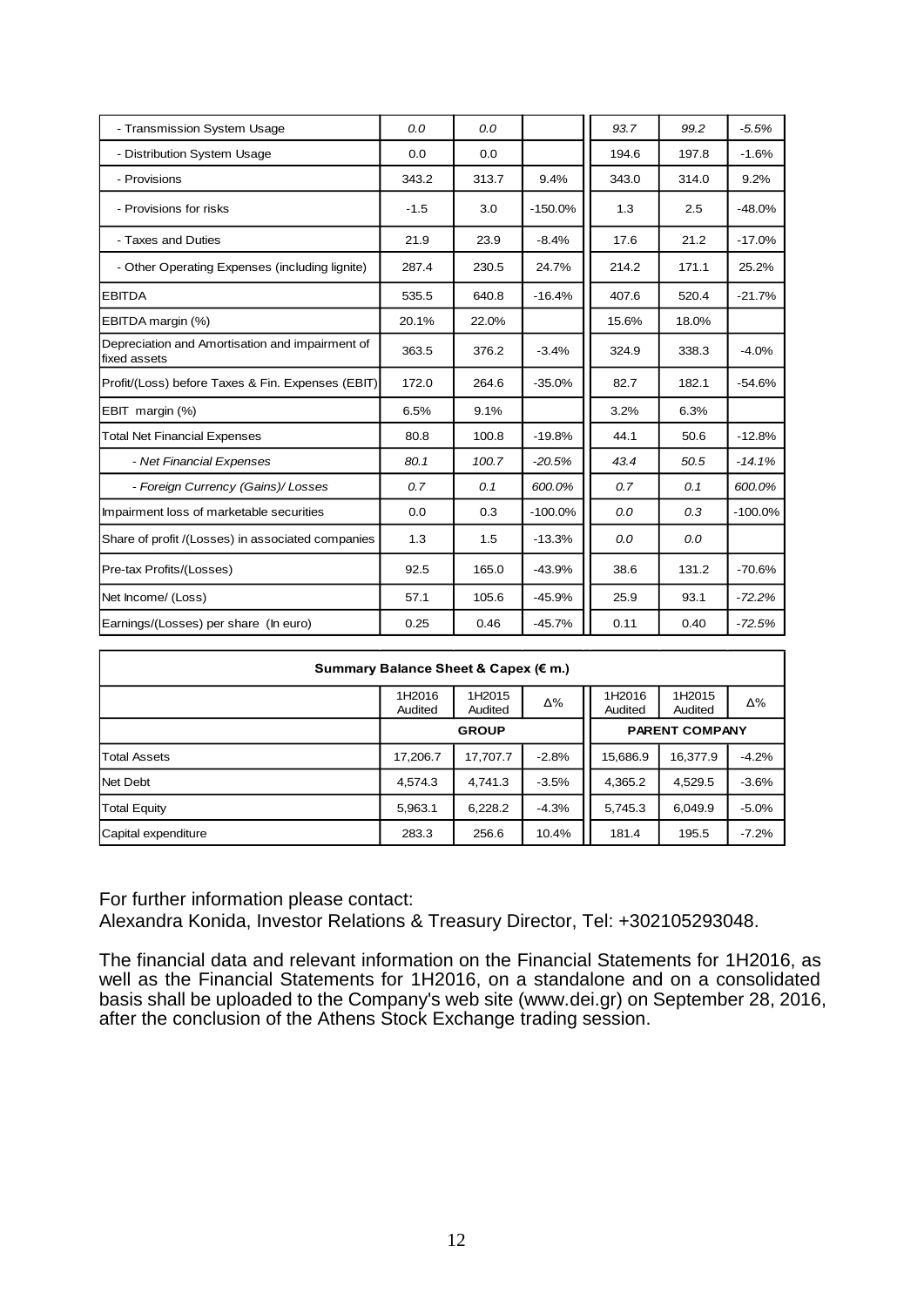| | | | | | | |
|---|---|---|---|---|---|---|
| - Transmission System Usage | *0.0* | *0.0* | | *93.7* | *99.2* | *-5.5%* |
| - Distribution System Usage | 0.0 | 0.0 | | 194.6 | 197.8 | -1.6% |
| - Provisions | 343.2 | 313.7 | 9.4% | 343.0 | 314.0 | 9.2% |
| - Provisions for risks | -1.5 | 3.0 | -150.0% | 1.3 | 2.5 | -48.0% |
| - Taxes and Duties | 21.9 | 23.9 | -8.4% | 17.6 | 21.2 | -17.0% |
| - Other Operating Expenses (including lignite) | 287.4 | 230.5 | 24.7% | 214.2 | 171.1 | 25.2% |
| EBITDA | 535.5 | 640.8 | -16.4% | 407.6 | 520.4 | -21.7% |
| EBITDA margin (%) | 20.1% | 22.0% | | 15.6% | 18.0% | |
| Depreciation and Amortisation and impairment of fixed assets | 363.5 | 376.2 | -3.4% | 324.9 | 338.3 | -4.0% |
| Profit/(Loss) before Taxes & Fin. Expenses (EBIT) | 172.0 | 264.6 | -35.0% | 82.7 | 182.1 | -54.6% |
| EBIT margin (%) | 6.5% | 9.1% | | 3.2% | 6.3% | |
| Total Net Financial Expenses | 80.8 | 100.8 | -19.8% | 44.1 | 50.6 | -12.8% |
| *- Net Financial Expenses* | *80.1* | *100.7* | *-20.5%* | *43.4* | *50.5* | *-14.1%* |
| *- Foreign Currency (Gains)/ Losses* | *0.7* | *0.1* | *600.0%* | *0.7* | *0.1* | *600.0%* |
| Impairment loss of marketable securities | 0.0 | 0.3 | -100.0% | *0.0* | *0.3* | -100.0% |
| Share of profit /(Losses) in associated companies | 1.3 | 1.5 | -13.3% | *0.0* | *0.0* | |
| Pre-tax Profits/(Losses) | 92.5 | 165.0 | -43.9% | 38.6 | 131.2 | -70.6% |
| Net Income/ (Loss) | 57.1 | 105.6 | -45.9% | 25.9 | 93.1 | *-72.2%* |
| Earnings/(Losses) per share (In euro) | 0.25 | 0.46 | -45.7% | 0.11 | 0.40 | *-72.5%* |

**Summary Balance Sheet & Capex (€ m.)**

| | 1H2016 Audited | 1H2015 Audited | Δ% | 1H2016 Audited | 1H2015 Audited | Δ% |
|---|---|---|---|---|---|---|
| | **GROUP** | | | **PARENT COMPANY** | | |
| Total Assets | 17,206.7 | 17,707.7 | -2.8% | 15,686.9 | 16,377.9 | -4.2% |
| Net Debt | 4,574.3 | 4,741.3 | -3.5% | 4,365.2 | 4,529.5 | -3.6% |
| Total Equity | 5,963.1 | 6,228.2 | -4.3% | 5,745.3 | 6,049.9 | -5.0% |
| Capital expenditure | 283.3 | 256.6 | 10.4% | 181.4 | 195.5 | -7.2% |

For further information please contact:
Alexandra Konida, Investor Relations & Treasury Director, Tel: +302105293048.

The financial data and relevant information on the Financial Statements for 1H2016, as well as the Financial Statements for 1H2016, on a standalone and on a consolidated basis shall be uploaded to the Company's web site (www.dei.gr) on September 28, 2016, after the conclusion of the Athens Stock Exchange trading session.